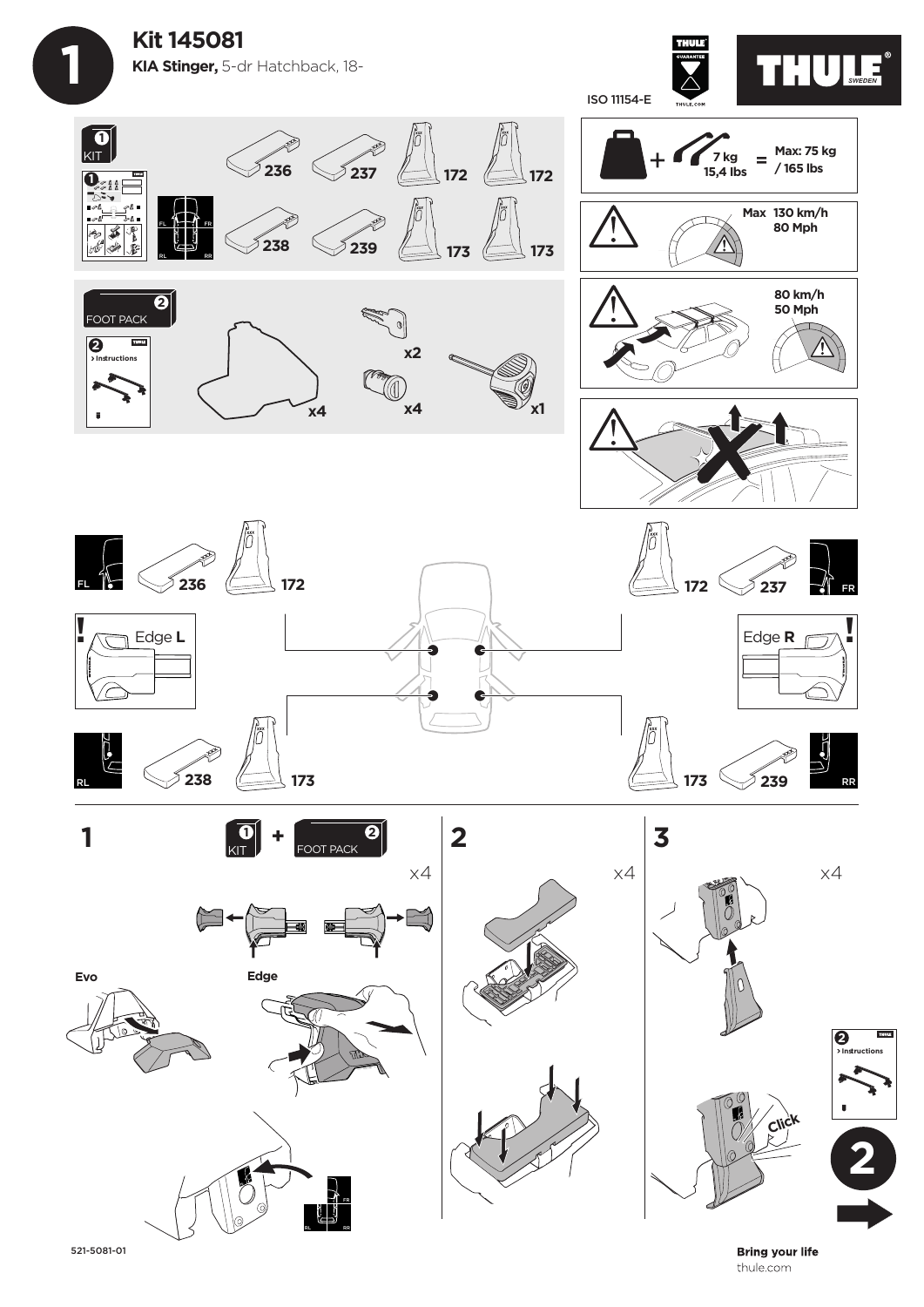# 1

## Kit 145081

**KIA Stinger,** 5-dr Hatchback, 18-

ISO 11154-E

THULE GUARANTEE THULE.COM

THULE SWEDEN

**1** KIT

236 237 172 172

238 239 173 173

FL FR RL RR

**2** FOOT PACK

> Instructions

x4 x2 x4 x1

7 kg 15,4 lbs = Max: 75 kg / 165 lbs

Max 130 km/h 80 Mph

80 km/h 50 Mph

FL 236 172

FR 172 237

Edge **L**

Edge **R**

RL 238 173

RR 173 239

**1** KIT + FOOT PACK x4

Evo

Edge

FR RL RR

**2** x4

**3** x4

Click

> Instructions

**2**

521-5081-01

**Bring your life**
thule.com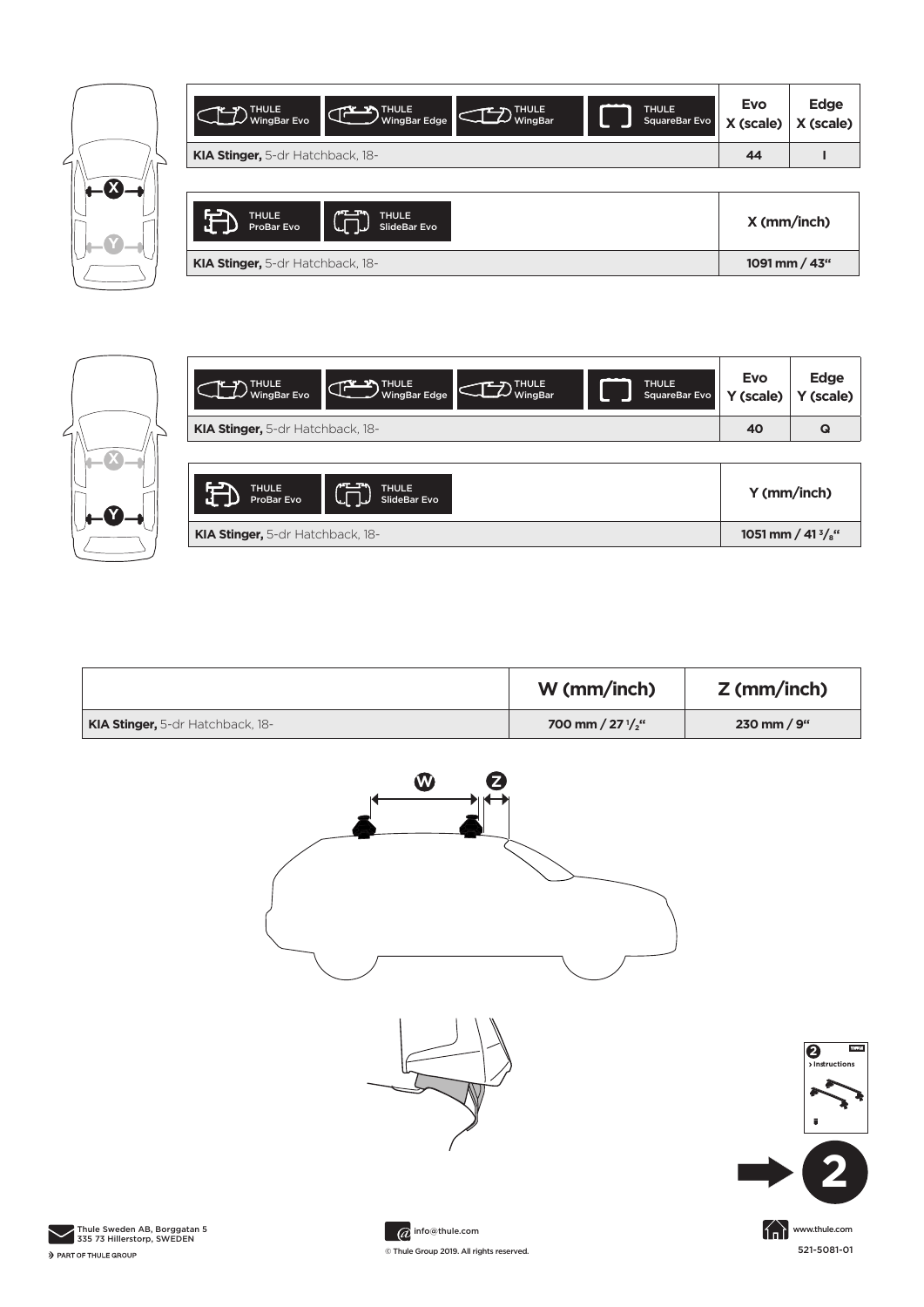| THULE WingBar Evo | THULE WingBar Edge | THULE WingBar | THULE SquareBar Evo | Evo X (scale) | Edge X (scale) |
|---|---|---|---|---|---|
| **KIA Stinger,** 5-dr Hatchback, 18- | | | | 44 | I |

| THULE ProBar Evo | THULE SlideBar Evo | X (mm/inch) |
|---|---|---|
| **KIA Stinger,** 5-dr Hatchback, 18- | | 1091 mm / 43“ |

| THULE WingBar Evo | THULE WingBar Edge | THULE WingBar | THULE SquareBar Evo | Evo Y (scale) | Edge Y (scale) |
|---|---|---|---|---|---|
| **KIA Stinger,** 5-dr Hatchback, 18- | | | | 40 | Q |

| THULE ProBar Evo | THULE SlideBar Evo | Y (mm/inch) |
|---|---|---|
| **KIA Stinger,** 5-dr Hatchback, 18- | | 1051 mm / 41 3/8“ |

| | W (mm/inch) | Z (mm/inch) |
|---|---|---|
| **KIA Stinger,** 5-dr Hatchback, 18- | 700 mm / 27 1/2“ | 230 mm / 9“ |

W

Z

2

> Instructions

2

Thule Sweden AB, Borggatan 5
335 73 Hillerstorp, SWEDEN

» PART OF THULE GROUP

info@thule.com

© Thule Group 2019. All rights reserved.

www.thule.com

521-5081-01